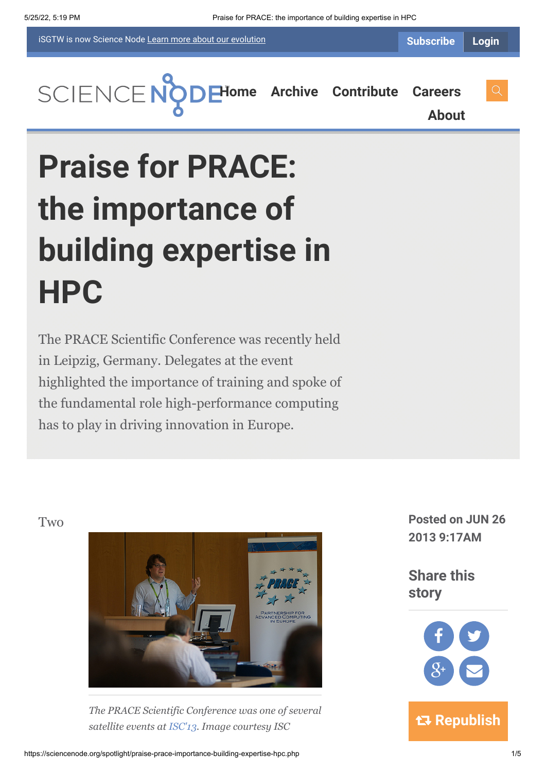iSGTW is now Science Node Learn more about our evolution

Subscribe Login

Home Archive Contribute Careers About

# Praise for PRACE: the importance of building expertise in HPC

The PRACE Scientific Conference was recently held in Leipzig, Germany. Delegates at the event highlighted the importance of training and spoke of the fundamental role high-performance computing has to play in driving innovation in Europe.

Posted on JUN 26 2013 9:17AM

Share this story

Republish

Two

*The PRACE Scientific Conference was one of several satellite events at ISC'13. Image courtesy ISC*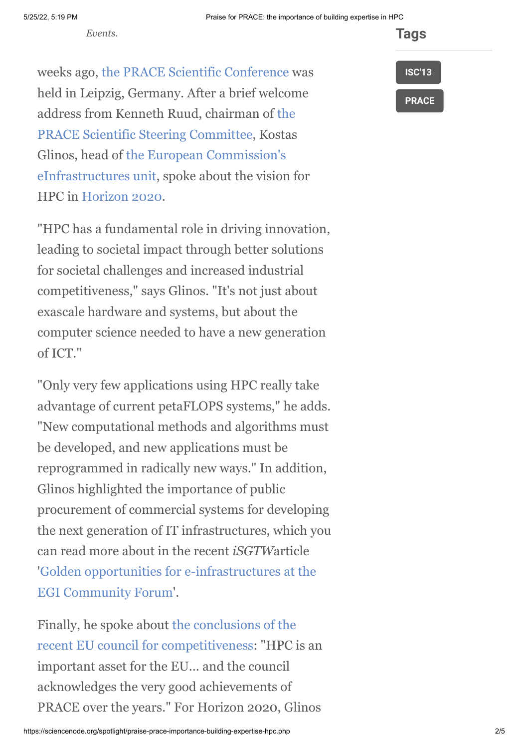*Events.*

## Tags

ISC'13

PRACE

weeks ago, the PRACE Scientific Conference was held in Leipzig, Germany. After a brief welcome address from Kenneth Ruud, chairman of the PRACE Scientific Steering Committee, Kostas Glinos, head of the European Commission's eInfrastructures unit, spoke about the vision for HPC in Horizon 2020.

"HPC has a fundamental role in driving innovation, leading to societal impact through better solutions for societal challenges and increased industrial competitiveness," says Glinos. "It's not just about exascale hardware and systems, but about the computer science needed to have a new generation of ICT."

"Only very few applications using HPC really take advantage of current petaFLOPS systems," he adds. "New computational methods and algorithms must be developed, and new applications must be reprogrammed in radically new ways." In addition, Glinos highlighted the importance of public procurement of commercial systems for developing the next generation of IT infrastructures, which you can read more about in the recent *iSGTW*article 'Golden opportunities for e-infrastructures at the EGI Community Forum'.

Finally, he spoke about the conclusions of the recent EU council for competitiveness: "HPC is an important asset for the EU... and the council acknowledges the very good achievements of PRACE over the years." For Horizon 2020, Glinos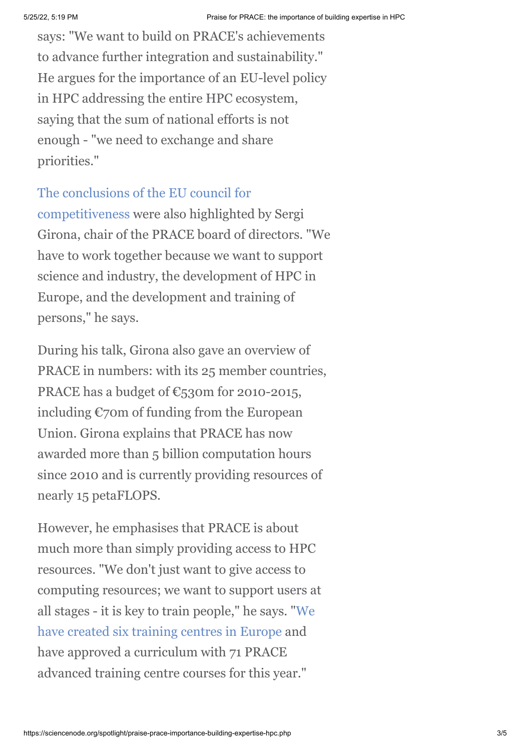says: "We want to build on PRACE's achievements to advance further integration and sustainability." He argues for the importance of an EU-level policy in HPC addressing the entire HPC ecosystem, saying that the sum of national efforts is not enough - "we need to exchange and share priorities."

The conclusions of the EU council for competitiveness were also highlighted by Sergi Girona, chair of the PRACE board of directors. "We have to work together because we want to support science and industry, the development of HPC in Europe, and the development and training of persons," he says.

During his talk, Girona also gave an overview of PRACE in numbers: with its 25 member countries, PRACE has a budget of €530m for 2010-2015, including €70m of funding from the European Union. Girona explains that PRACE has now awarded more than 5 billion computation hours since 2010 and is currently providing resources of nearly 15 petaFLOPS.

However, he emphasises that PRACE is about much more than simply providing access to HPC resources. "We don't just want to give access to computing resources; we want to support users at all stages - it is key to train people," he says. "We have created six training centres in Europe and have approved a curriculum with 71 PRACE advanced training centre courses for this year."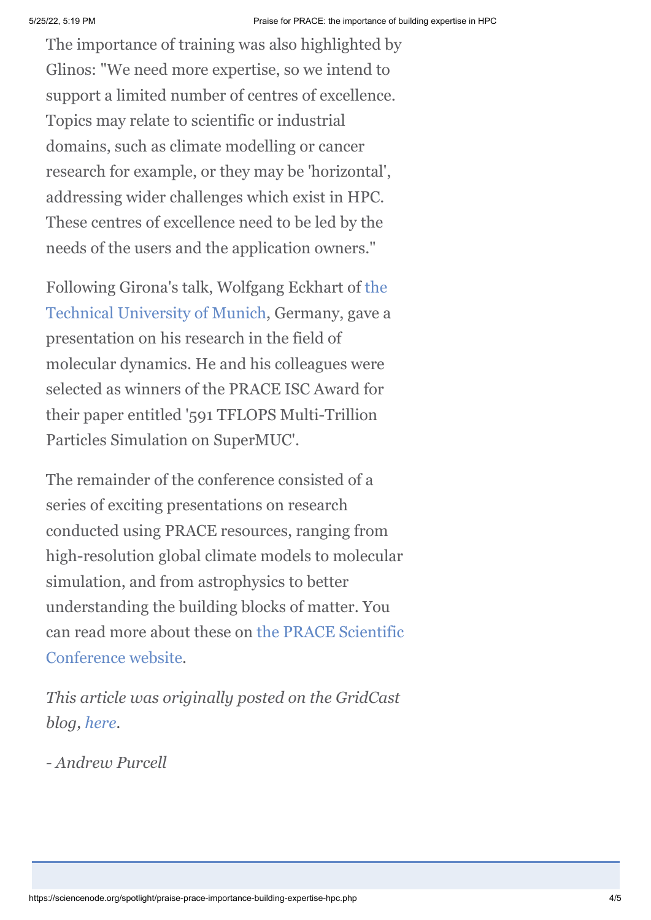The importance of training was also highlighted by Glinos: "We need more expertise, so we intend to support a limited number of centres of excellence. Topics may relate to scientific or industrial domains, such as climate modelling or cancer research for example, or they may be 'horizontal', addressing wider challenges which exist in HPC. These centres of excellence need to be led by the needs of the users and the application owners."

Following Girona's talk, Wolfgang Eckhart of the Technical University of Munich, Germany, gave a presentation on his research in the field of molecular dynamics. He and his colleagues were selected as winners of the PRACE ISC Award for their paper entitled '591 TFLOPS Multi-Trillion Particles Simulation on SuperMUC'.

The remainder of the conference consisted of a series of exciting presentations on research conducted using PRACE resources, ranging from high-resolution global climate models to molecular simulation, and from astrophysics to better understanding the building blocks of matter. You can read more about these on the PRACE Scientific Conference website.

*This article was originally posted on the GridCast blog, here.*

*- Andrew Purcell*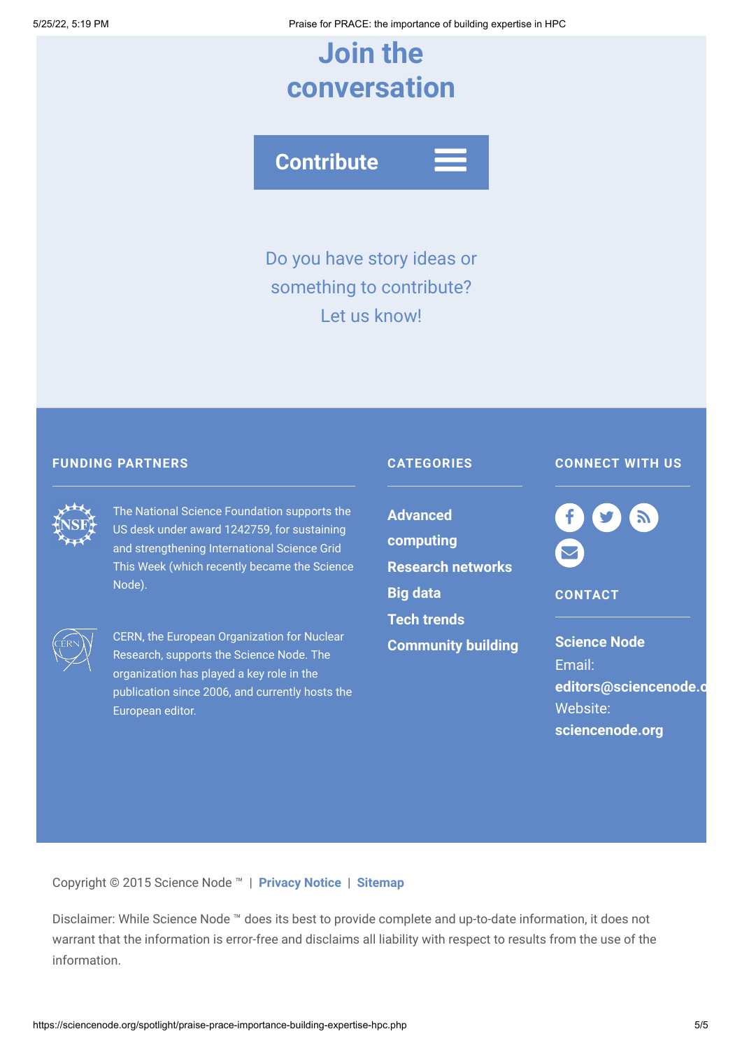# Join the conversation

**Contribute**

Do you have story ideas or something to contribute? Let us know!

### FUNDING PARTNERS

The National Science Foundation supports the US desk under award 1242759, for sustaining and strengthening International Science Grid This Week (which recently became the Science Node).

CERN, the European Organization for Nuclear Research, supports the Science Node. The organization has played a key role in the publication since 2006, and currently hosts the European editor.

### CATEGORIES

- **Advanced computing**
- **Research networks**
- **Big data**
- **Tech trends**
- **Community building**

### CONNECT WITH US

### CONTACT

**Science Node**
Email:
**editors@sciencenode.o**
Website:
**sciencenode.org**

Copyright © 2015 Science Node ™ | **Privacy Notice** | **Sitemap**

Disclaimer: While Science Node ™ does its best to provide complete and up-to-date information, it does not warrant that the information is error-free and disclaims all liability with respect to results from the use of the information.